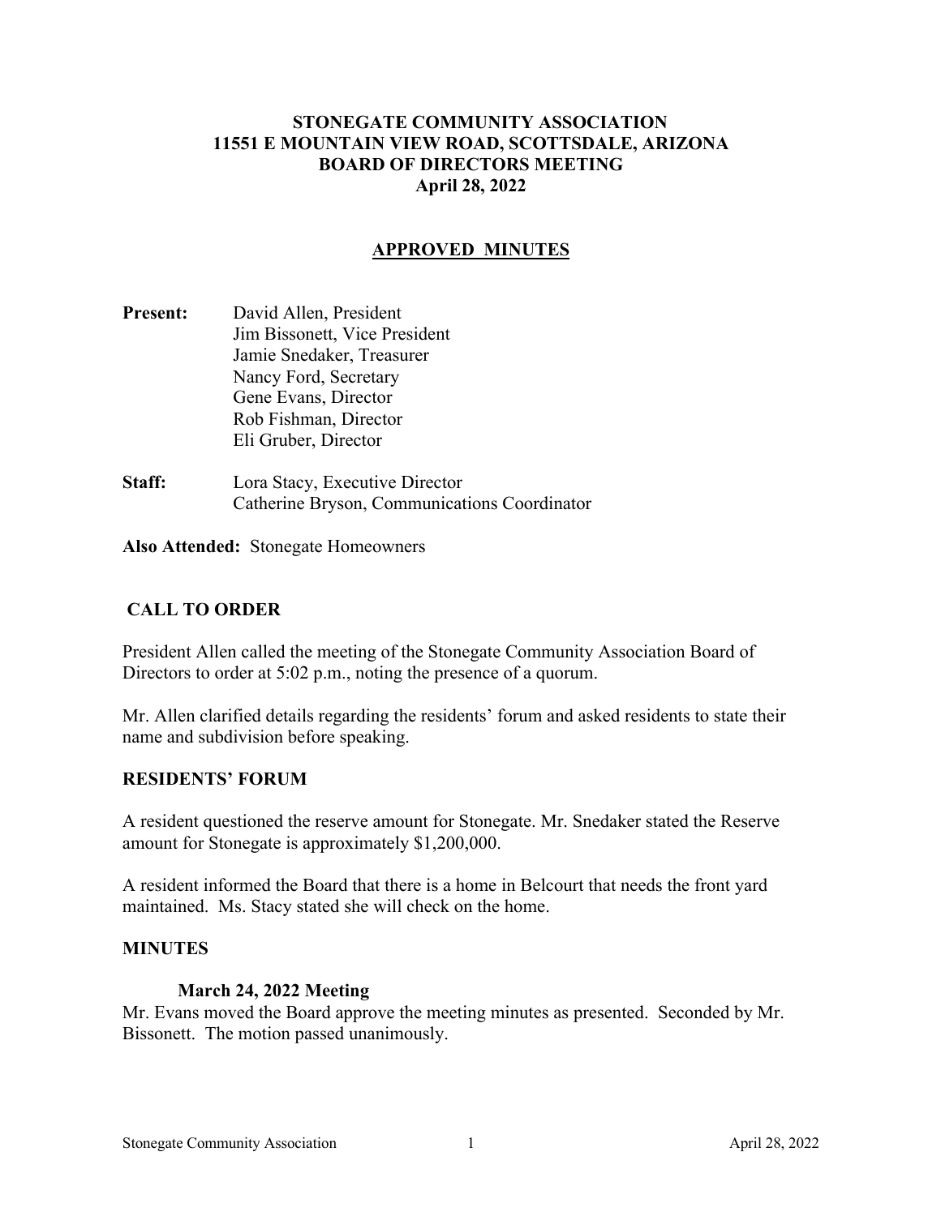# STONEGATE COMMUNITY ASSOCIATION
## 11551 E MOUNTAIN VIEW ROAD, SCOTTSDALE, ARIZONA
## BOARD OF DIRECTORS MEETING
## April 28, 2022

**APPROVED MINUTES**

**Present:**
David Allen, President
Jim Bissonett, Vice President
Jamie Snedaker, Treasurer
Nancy Ford, Secretary
Gene Evans, Director
Rob Fishman, Director
Eli Gruber, Director

**Staff:**
Lora Stacy, Executive Director
Catherine Bryson, Communications Coordinator

**Also Attended:** Stonegate Homeowners

### CALL TO ORDER

President Allen called the meeting of the Stonegate Community Association Board of Directors to order at 5:02 p.m., noting the presence of a quorum.

Mr. Allen clarified details regarding the residents' forum and asked residents to state their name and subdivision before speaking.

### RESIDENTS' FORUM

A resident questioned the reserve amount for Stonegate. Mr. Snedaker stated the Reserve amount for Stonegate is approximately $1,200,000.

A resident informed the Board that there is a home in Belcourt that needs the front yard maintained. Ms. Stacy stated she will check on the home.

### MINUTES

#### March 24, 2022 Meeting

Mr. Evans moved the Board approve the meeting minutes as presented. Seconded by Mr. Bissonett. The motion passed unanimously.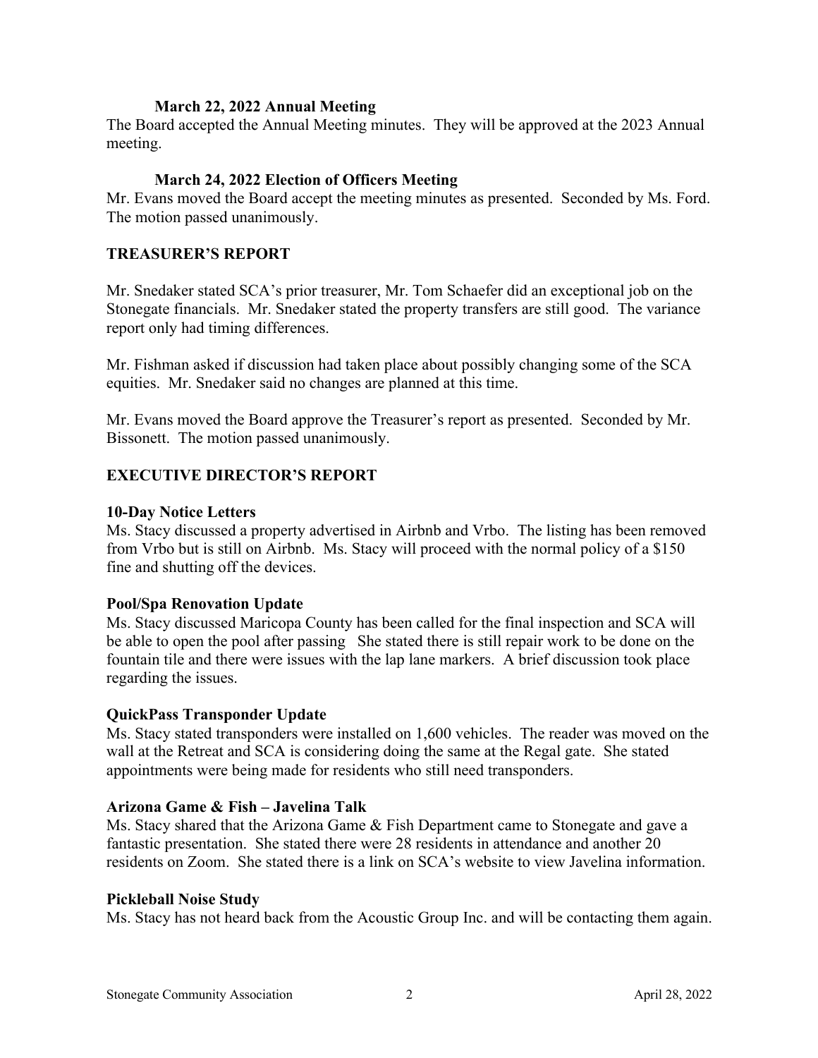### March 22, 2022 Annual Meeting

The Board accepted the Annual Meeting minutes. They will be approved at the 2023 Annual meeting.

### March 24, 2022 Election of Officers Meeting

Mr. Evans moved the Board accept the meeting minutes as presented. Seconded by Ms. Ford. The motion passed unanimously.

## TREASURER'S REPORT

Mr. Snedaker stated SCA's prior treasurer, Mr. Tom Schaefer did an exceptional job on the Stonegate financials. Mr. Snedaker stated the property transfers are still good. The variance report only had timing differences.

Mr. Fishman asked if discussion had taken place about possibly changing some of the SCA equities. Mr. Snedaker said no changes are planned at this time.

Mr. Evans moved the Board approve the Treasurer's report as presented. Seconded by Mr. Bissonett. The motion passed unanimously.

## EXECUTIVE DIRECTOR'S REPORT

### 10-Day Notice Letters

Ms. Stacy discussed a property advertised in Airbnb and Vrbo. The listing has been removed from Vrbo but is still on Airbnb. Ms. Stacy will proceed with the normal policy of a $150 fine and shutting off the devices.

### Pool/Spa Renovation Update

Ms. Stacy discussed Maricopa County has been called for the final inspection and SCA will be able to open the pool after passing She stated there is still repair work to be done on the fountain tile and there were issues with the lap lane markers. A brief discussion took place regarding the issues.

### QuickPass Transponder Update

Ms. Stacy stated transponders were installed on 1,600 vehicles. The reader was moved on the wall at the Retreat and SCA is considering doing the same at the Regal gate. She stated appointments were being made for residents who still need transponders.

### Arizona Game & Fish – Javelina Talk

Ms. Stacy shared that the Arizona Game & Fish Department came to Stonegate and gave a fantastic presentation. She stated there were 28 residents in attendance and another 20 residents on Zoom. She stated there is a link on SCA's website to view Javelina information.

### Pickleball Noise Study

Ms. Stacy has not heard back from the Acoustic Group Inc. and will be contacting them again.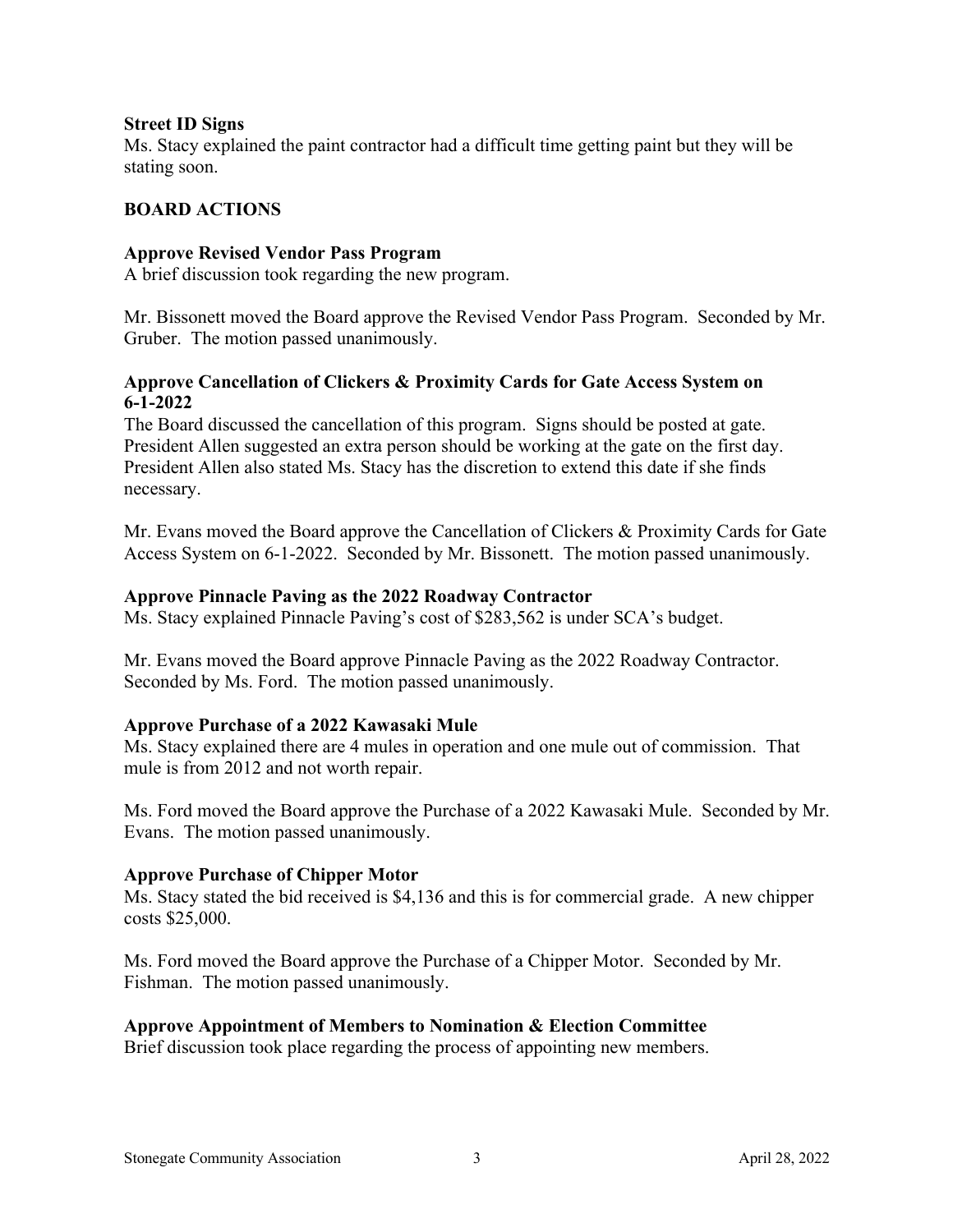**Street ID Signs**

Ms. Stacy explained the paint contractor had a difficult time getting paint but they will be stating soon.

## BOARD ACTIONS

**Approve Revised Vendor Pass Program**

A brief discussion took regarding the new program.

Mr. Bissonett moved the Board approve the Revised Vendor Pass Program. Seconded by Mr. Gruber. The motion passed unanimously.

**Approve Cancellation of Clickers & Proximity Cards for Gate Access System on 6-1-2022**

The Board discussed the cancellation of this program. Signs should be posted at gate. President Allen suggested an extra person should be working at the gate on the first day. President Allen also stated Ms. Stacy has the discretion to extend this date if she finds necessary.

Mr. Evans moved the Board approve the Cancellation of Clickers & Proximity Cards for Gate Access System on 6-1-2022. Seconded by Mr. Bissonett. The motion passed unanimously.

**Approve Pinnacle Paving as the 2022 Roadway Contractor**

Ms. Stacy explained Pinnacle Paving's cost of $283,562 is under SCA's budget.

Mr. Evans moved the Board approve Pinnacle Paving as the 2022 Roadway Contractor. Seconded by Ms. Ford. The motion passed unanimously.

**Approve Purchase of a 2022 Kawasaki Mule**

Ms. Stacy explained there are 4 mules in operation and one mule out of commission. That mule is from 2012 and not worth repair.

Ms. Ford moved the Board approve the Purchase of a 2022 Kawasaki Mule. Seconded by Mr. Evans. The motion passed unanimously.

**Approve Purchase of Chipper Motor**

Ms. Stacy stated the bid received is $4,136 and this is for commercial grade. A new chipper costs $25,000.

Ms. Ford moved the Board approve the Purchase of a Chipper Motor. Seconded by Mr. Fishman. The motion passed unanimously.

**Approve Appointment of Members to Nomination & Election Committee**

Brief discussion took place regarding the process of appointing new members.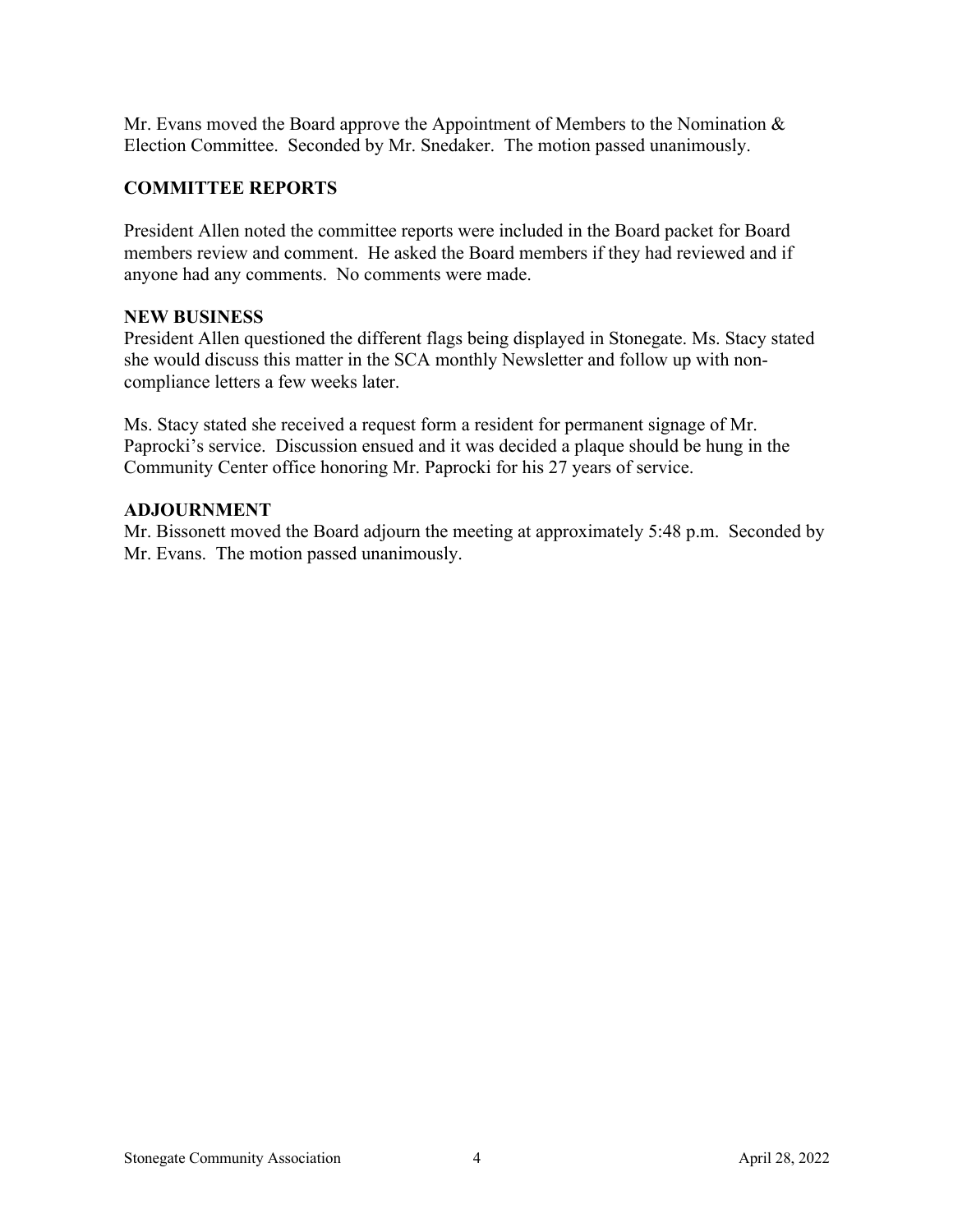Mr. Evans moved the Board approve the Appointment of Members to the Nomination & Election Committee. Seconded by Mr. Snedaker. The motion passed unanimously.

## COMMITTEE REPORTS

President Allen noted the committee reports were included in the Board packet for Board members review and comment. He asked the Board members if they had reviewed and if anyone had any comments. No comments were made.

## NEW BUSINESS

President Allen questioned the different flags being displayed in Stonegate. Ms. Stacy stated she would discuss this matter in the SCA monthly Newsletter and follow up with non-compliance letters a few weeks later.

Ms. Stacy stated she received a request form a resident for permanent signage of Mr. Paprocki's service. Discussion ensued and it was decided a plaque should be hung in the Community Center office honoring Mr. Paprocki for his 27 years of service.

## ADJOURNMENT

Mr. Bissonett moved the Board adjourn the meeting at approximately 5:48 p.m. Seconded by Mr. Evans. The motion passed unanimously.